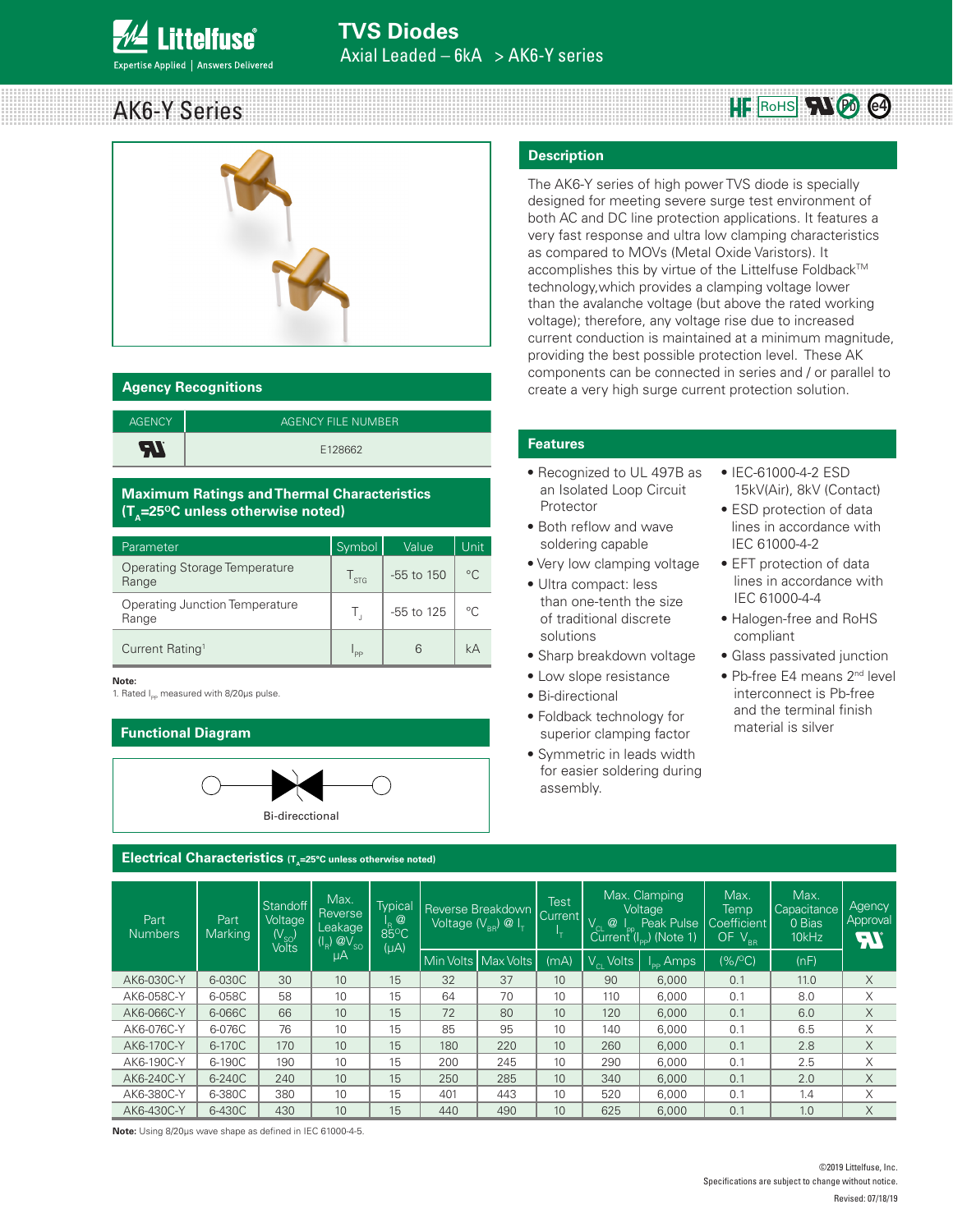# TVS Diodes

Axial Leaded – 6kA > AK6-Y series

## AK6-Y Series

## Description

The AK6-Y series of high power TVS diode is specially designed for meeting severe surge test environment of both AC and DC line protection applications. It features a very fast response and ultra low clamping characteristics as compared to MOVs (Metal Oxide Varistors). It accomplishes this by virtue of the Littelfuse Foldback™ technology,which provides a clamping voltage lower than the avalanche voltage (but above the rated working voltage); therefore, any voltage rise due to increased current conduction is maintained at a minimum magnitude, providing the best possible protection level. These AK components can be connected in series and / or parallel to create a very high surge current protection solution.

## Agency Recognitions

| AGENCY | AGENCY FILE NUMBER |
|---|---|
| UL | E128662 |

## Maximum Ratings and Thermal Characteristics ($T_A$=25°C unless otherwise noted)

| Parameter | Symbol | Value | Unit |
|---|---|---|---|
| Operating Storage Temperature Range | $T_{STG}$ | -55 to 150 | °C |
| Operating Junction Temperature Range | $T_J$ | -55 to 125 | °C |
| Current Rating[1] | $I_{PP}$ | 6 | kA |

**Note:**
1. Rated $I_{pp}$ measured with 8/20μs pulse.

## Features

- Recognized to UL 497B as an Isolated Loop Circuit Protector
- Both reflow and wave soldering capable
- Very low clamping voltage
- Ultra compact: less than one-tenth the size of traditional discrete solutions
- Sharp breakdown voltage
- Low slope resistance
- Bi-directional
- Foldback technology for superior clamping factor
- Symmetric in leads width for easier soldering during assembly.
- IEC-61000-4-2 ESD 15kV(Air), 8kV (Contact)
- ESD protection of data lines in accordance with IEC 61000-4-2
- EFT protection of data lines in accordance with IEC 61000-4-4
- Halogen-free and RoHS compliant
- Glass passivated junction
- Pb-free E4 means 2nd level interconnect is Pb-free and the terminal finish material is silver

## Functional Diagram

Bi-direcctional

## Electrical Characteristics ($T_A$=25°C unless otherwise noted)

| Part Numbers | Part Marking | Standoff Voltage ($V_{SO}$) Volts | Max. Reverse Leakage ($I_R$) @$V_{SO}$ μA | Typical $I_R$ @ 85°C (μA) | Reverse Breakdown Voltage ($V_{BR}$) @ $I_T$ | | Test Current $I_T$ | Max. Clamping Voltage $V_{CL}$ @ $I_{PP}$ Peak Pulse Current ($I_{PP}$) (Note 1) | | Max. Temp Coefficient OF $V_{BR}$ | Max. Capacitance 0 Bias 10kHz | Agency Approval UL |
|---|---|---|---|---|---|---|---|---|---|---|---|---|
| | | | | | Min Volts | Max Volts | (mA) | $V_{CL}$ Volts | $I_{PP}$ Amps | (%/°C) | (nF) | |
| AK6-030C-Y | 6-030C | 30 | 10 | 15 | 32 | 37 | 10 | 90 | 6,000 | 0.1 | 11.0 | X |
| AK6-058C-Y | 6-058C | 58 | 10 | 15 | 64 | 70 | 10 | 110 | 6,000 | 0.1 | 8.0 | X |
| AK6-066C-Y | 6-066C | 66 | 10 | 15 | 72 | 80 | 10 | 120 | 6,000 | 0.1 | 6.0 | X |
| AK6-076C-Y | 6-076C | 76 | 10 | 15 | 85 | 95 | 10 | 140 | 6,000 | 0.1 | 6.5 | X |
| AK6-170C-Y | 6-170C | 170 | 10 | 15 | 180 | 220 | 10 | 260 | 6,000 | 0.1 | 2.8 | X |
| AK6-190C-Y | 6-190C | 190 | 10 | 15 | 200 | 245 | 10 | 290 | 6,000 | 0.1 | 2.5 | X |
| AK6-240C-Y | 6-240C | 240 | 10 | 15 | 250 | 285 | 10 | 340 | 6,000 | 0.1 | 2.0 | X |
| AK6-380C-Y | 6-380C | 380 | 10 | 15 | 401 | 443 | 10 | 520 | 6,000 | 0.1 | 1.4 | X |
| AK6-430C-Y | 6-430C | 430 | 10 | 15 | 440 | 490 | 10 | 625 | 6,000 | 0.1 | 1.0 | X |

**Note:** Using 8/20μs wave shape as defined in IEC 61000-4-5.

©2019 Littelfuse, Inc.
Specifications are subject to change without notice.
Revised: 07/18/19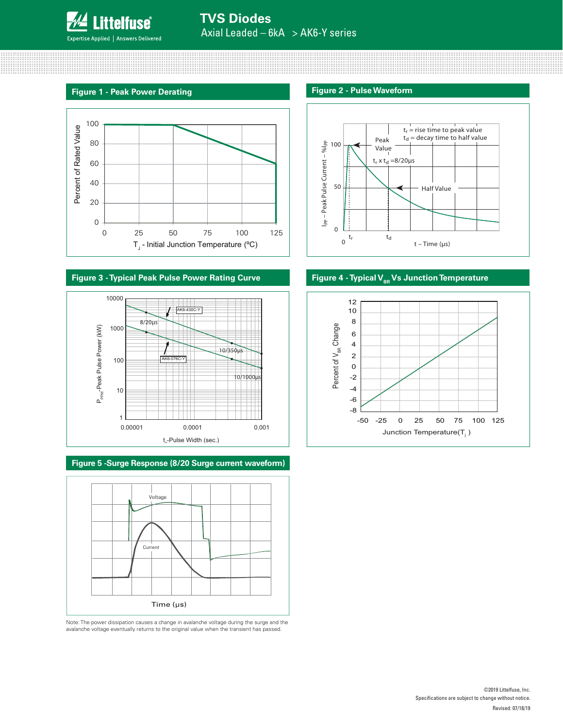## Figure 1 - Peak Power Derating

## Figure 2 - Pulse Waveform

## Figure 3 - Typical Peak Pulse Power Rating Curve

## Figure 4 - Typical $V_{BR}$ Vs Junction Temperature

## Figure 5 -Surge Response (8/20 Surge current waveform)

Note: The power dissipation causes a change in avalanche voltage during the surge and the avalanche voltage eventually returns to the original value when the transient has passed.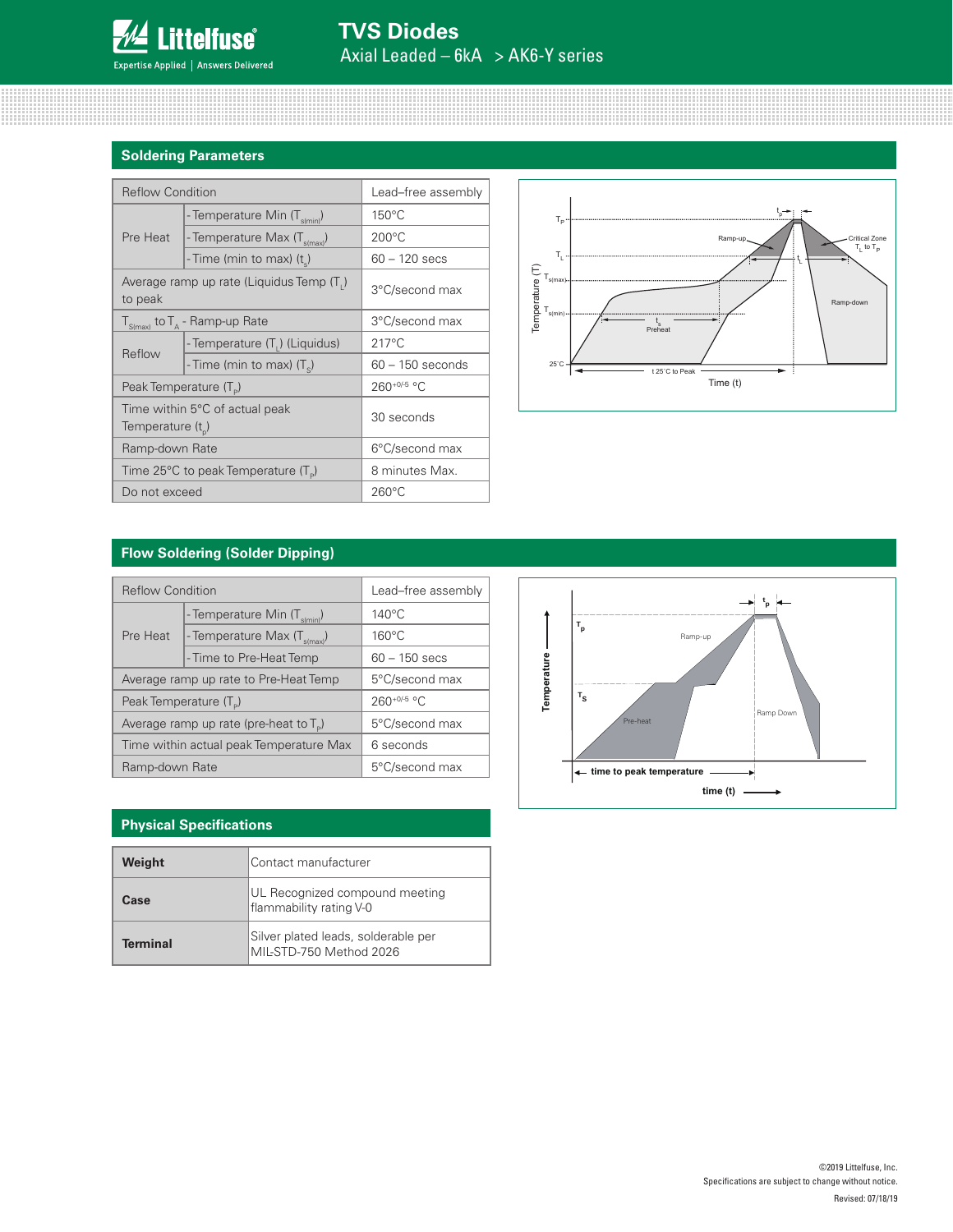## Soldering Parameters

| Reflow Condition | | Lead–free assembly |
|---|---|---|
| Pre Heat | - Temperature Min ($T_{s(min)}$) | 150°C |
| | - Temperature Max ($T_{s(max)}$) | 200°C |
| | - Time (min to max) ($t_s$) | 60 – 120 secs |
| Average ramp up rate (Liquidus Temp ($T_L$) to peak | | 3°C/second max |
| $T_{S(max)}$ to $T_A$ - Ramp-up Rate | | 3°C/second max |
| Reflow | - Temperature ($T_L$) (Liquidus) | 217°C |
| | - Time (min to max) ($T_S$) | 60 – 150 seconds |
| Peak Temperature ($T_P$) | | $260^{+0/-5}$ °C |
| Time within 5°C of actual peak Temperature ($t_p$) | | 30 seconds |
| Ramp-down Rate | | 6°C/second max |
| Time 25°C to peak Temperature ($T_P$) | | 8 minutes Max. |
| Do not exceed | | 260°C |

## Flow Soldering (Solder Dipping)

| Reflow Condition | | Lead–free assembly |
|---|---|---|
| Pre Heat | - Temperature Min ($T_{s(min)}$) | 140°C |
| | - Temperature Max ($T_{s(max)}$) | 160°C |
| | - Time to Pre-Heat Temp | 60 – 150 secs |
| Average ramp up rate to Pre-Heat Temp | | 5°C/second max |
| Peak Temperature ($T_P$) | | $260^{+0/-5}$ °C |
| Average ramp up rate (pre-heat to $T_P$) | | 5°C/second max |
| Time within actual peak Temperature Max | | 6 seconds |
| Ramp-down Rate | | 5°C/second max |

## Physical Specifications

| | |
|---|---|
| **Weight** | Contact manufacturer |
| **Case** | UL Recognized compound meeting flammability rating V-0 |
| **Terminal** | Silver plated leads, solderable per MIL-STD-750 Method 2026 |

©2019 Littelfuse, Inc.
Specifications are subject to change without notice.
Revised: 07/18/19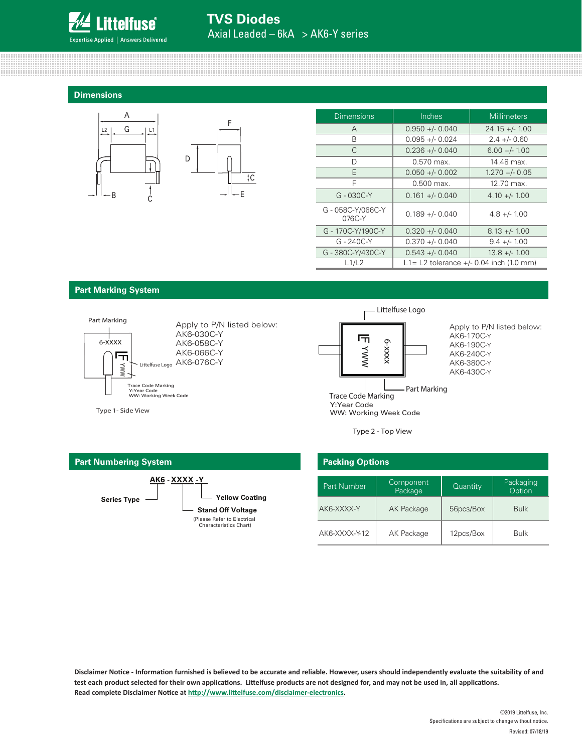## Dimensions

A
L2 G L1
B C
F
D
C
E

| Dimensions | Inches | Millimeters |
|---|---|---|
| A | 0.950 +/- 0.040 | 24.15 +/- 1.00 |
| B | 0.095 +/- 0.024 | 2.4 +/- 0.60 |
| C | 0.236 +/- 0.040 | 6.00 +/- 1.00 |
| D | 0.570 max. | 14.48 max. |
| E | 0.050 +/- 0.002 | 1.270 +/- 0.05 |
| F | 0.500 max. | 12.70 max. |
| G - 030C-Y | 0.161 +/- 0.040 | 4.10 +/- 1.00 |
| G - 058C-Y/066C-Y 076C-Y | 0.189 +/- 0.040 | 4.8 +/- 1.00 |
| G - 170C-Y/190C-Y | 0.320 +/- 0.040 | 8.13 +/- 1.00 |
| G - 240C-Y | 0.370 +/- 0.040 | 9.4 +/- 1.00 |
| G - 380C-Y/430C-Y | 0.543 +/- 0.040 | 13.8 +/- 1.00 |
| L1/L2 | L1= L2 tolerance +/- 0.04 inch (1.0 mm) | |

## Part Marking System

Part Marking
6-XXXX
YWW
Littelfuse Logo
Trace Code Marking
Y:Year Code
WW: Working Week Code

Type 1 - Side View

Apply to P/N listed below:
AK6-030C-Y
AK6-058C-Y
AK6-066C-Y
AK6-076C-Y

Littelfuse Logo
6-XXXX
YWW
Part Marking
Trace Code Marking
Y:Year Code
WW: Working Week Code

Type 2 - Top View

Apply to P/N listed below:
AK6-170C-Y
AK6-190C-Y
AK6-240C-Y
AK6-380C-Y
AK6-430C-Y

## Part Numbering System

**AK6 - XXXX -Y**

**Series Type**
**Yellow Coating**
**Stand Off Voltage**
(Please Refer to Electrical Characteristics Chart)

## Packing Options

| Part Number | Component Package | Quantity | Packaging Option |
|---|---|---|---|
| AK6-XXXX-Y | AK Package | 56pcs/Box | Bulk |
| AK6-XXXX-Y-12 | AK Package | 12pcs/Box | Bulk |

**Disclaimer Notice - Information furnished is believed to be accurate and reliable. However, users should independently evaluate the suitability of and test each product selected for their own applications. Littelfuse products are not designed for, and may not be used in, all applications. Read complete Disclaimer Notice at http://www.littelfuse.com/disclaimer-electronics.**

©2019 Littelfuse, Inc.
Specifications are subject to change without notice.
Revised: 07/18/19